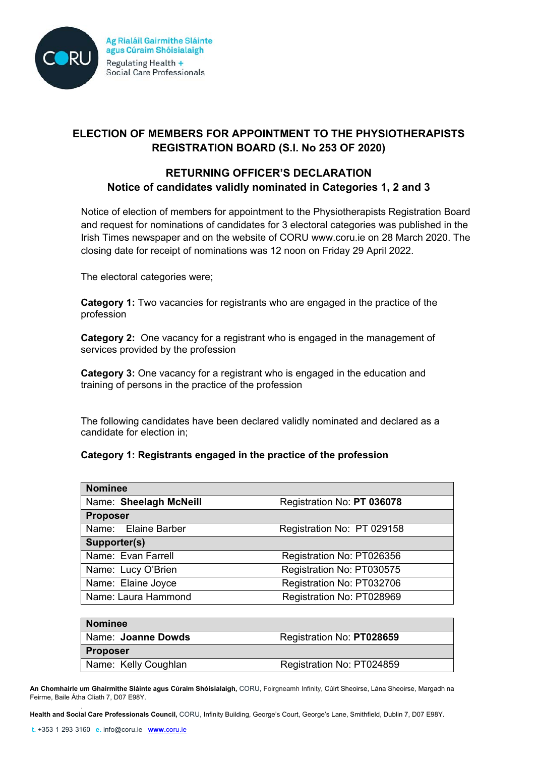Ag Rialáil Gairmithe Sláinte agus Cúraim Shóisialaigh
Regulating Health + Social Care Professionals

# ELECTION OF MEMBERS FOR APPOINTMENT TO THE PHYSIOTHERAPISTS REGISTRATION BOARD (S.I. No 253 OF 2020)

## RETURNING OFFICER'S DECLARATION
## Notice of candidates validly nominated in Categories 1, 2 and 3

Notice of election of members for appointment to the Physiotherapists Registration Board and request for nominations of candidates for 3 electoral categories was published in the Irish Times newspaper and on the website of CORU www.coru.ie on 28 March 2020. The closing date for receipt of nominations was 12 noon on Friday 29 April 2022.

The electoral categories were;

**Category 1:** Two vacancies for registrants who are engaged in the practice of the profession

**Category 2:** One vacancy for a registrant who is engaged in the management of services provided by the profession

**Category 3:** One vacancy for a registrant who is engaged in the education and training of persons in the practice of the profession

The following candidates have been declared validly nominated and declared as a candidate for election in;

**Category 1: Registrants engaged in the practice of the profession**

| **Nominee** | |
|---|---|
| Name: **Sheelagh McNeill** | Registration No: **PT 036078** |
| **Proposer** | |
| Name: Elaine Barber | Registration No: PT 029158 |
| **Supporter(s)** | |
| Name: Evan Farrell | Registration No: PT026356 |
| Name: Lucy O'Brien | Registration No: PT030575 |
| Name: Elaine Joyce | Registration No: PT032706 |
| Name: Laura Hammond | Registration No: PT028969 |

| **Nominee** | |
|---|---|
| Name: **Joanne Dowds** | Registration No: **PT028659** |
| **Proposer** | |
| Name: Kelly Coughlan | Registration No: PT024859 |

**An Chomhairle um Ghairmithe Sláinte agus Cúraim Shóisialaigh,** CORU, Foirgneamh Infinity, Cúirt Sheoirse, Lána Sheoirse, Margadh na Feirme, Baile Átha Cliath 7, D07 E98Y.

**Health and Social Care Professionals Council,** CORU, Infinity Building, George's Court, George's Lane, Smithfield, Dublin 7, D07 E98Y.

t. +353 1 293 3160 e. info@coru.ie www.coru.ie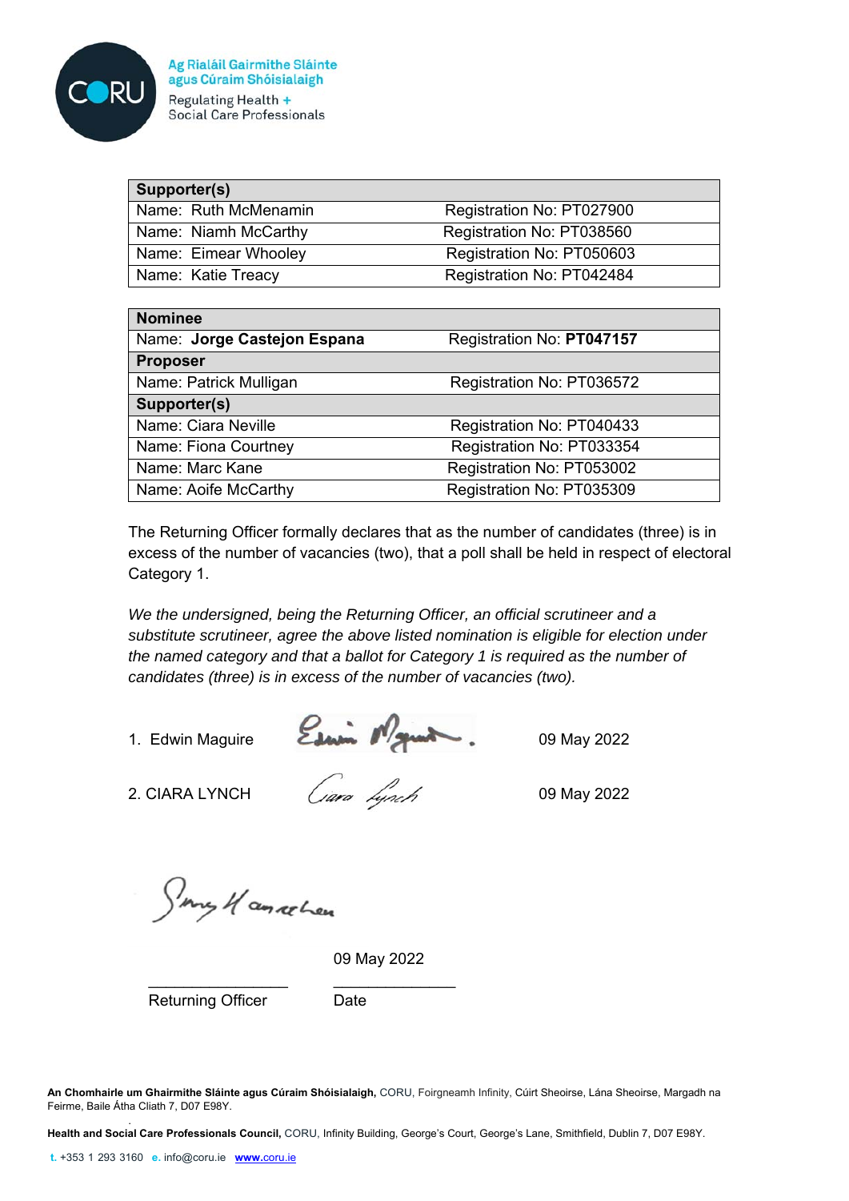Ag Rialáil Gairmithe Sláinte agus Cúraim Shóisialaigh

Regulating Health + Social Care Professionals

| Supporter(s) | |
|---|---|
| Name: Ruth McMenamin | Registration No: PT027900 |
| Name: Niamh McCarthy | Registration No: PT038560 |
| Name: Eimear Whooley | Registration No: PT050603 |
| Name: Katie Treacy | Registration No: PT042484 |

| Nominee | |
|---|---|
| Name: **Jorge Castejon Espana** | Registration No: **PT047157** |
| **Proposer** | |
| Name: Patrick Mulligan | Registration No: PT036572 |
| **Supporter(s)** | |
| Name: Ciara Neville | Registration No: PT040433 |
| Name: Fiona Courtney | Registration No: PT033354 |
| Name: Marc Kane | Registration No: PT053002 |
| Name: Aoife McCarthy | Registration No: PT035309 |

The Returning Officer formally declares that as the number of candidates (three) is in excess of the number of vacancies (two), that a poll shall be held in respect of electoral Category 1.

*We the undersigned, being the Returning Officer, an official scrutineer and a substitute scrutineer, agree the above listed nomination is eligible for election under the named category and that a ballot for Category 1 is required as the number of candidates (three) is in excess of the number of vacancies (two).*

1. Edwin Maguire [signature] 09 May 2022

2. CIARA LYNCH [signature] 09 May 2022

[signature]

09 May 2022

Returning Officer &nbsp;&nbsp;&nbsp;&nbsp; Date

**An Chomhairle um Ghairmithe Sláinte agus Cúraim Shóisialaigh,** CORU, Foirgneamh Infinity, Cúirt Sheoirse, Lána Sheoirse, Margadh na Feirme, Baile Átha Cliath 7, D07 E98Y.

**Health and Social Care Professionals Council,** CORU, Infinity Building, George's Court, George's Lane, Smithfield, Dublin 7, D07 E98Y.

t. +353 1 293 3160 e. info@coru.ie **www.coru.ie**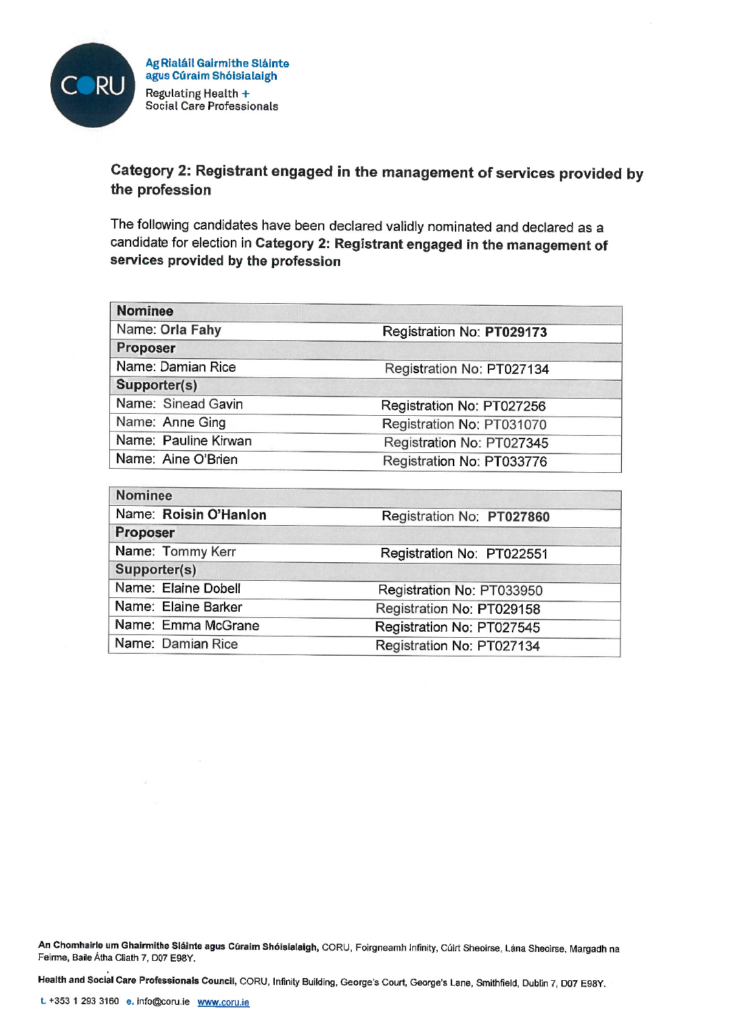Ag Rialáil Gairmithe Sláinte agus Cúraim Shóisialaigh

Regulating Health + Social Care Professionals

## Category 2: Registrant engaged in the management of services provided by the profession

The following candidates have been declared validly nominated and declared as a candidate for election in **Category 2: Registrant engaged in the management of services provided by the profession**

| **Nominee** | |
|---|---|
| Name: **Orla Fahy** | Registration No: **PT029173** |
| **Proposer** | |
| Name: Damian Rice | Registration No: PT027134 |
| **Supporter(s)** | |
| Name: Sinead Gavin | Registration No: PT027256 |
| Name: Anne Ging | Registration No: PT031070 |
| Name: Pauline Kirwan | Registration No: PT027345 |
| Name: Aine O'Brien | Registration No: PT033776 |

| **Nominee** | |
|---|---|
| Name: **Roisin O'Hanlon** | Registration No: **PT027860** |
| **Proposer** | |
| Name: Tommy Kerr | Registration No: PT022551 |
| **Supporter(s)** | |
| Name: Elaine Dobell | Registration No: PT033950 |
| Name: Elaine Barker | Registration No: PT029158 |
| Name: Emma McGrane | Registration No: PT027545 |
| Name: Damian Rice | Registration No: PT027134 |

**An Chomhairle um Ghairmithe Sláinte agus Cúraim Shóisialaigh,** CORU, Foirgneamh Infinity, Cúirt Sheoirse, Lána Sheoirse, Margadh na Feirme, Baile Átha Cliath 7, D07 E98Y.

**Health and Social Care Professionals Council,** CORU, Infinity Building, George's Court, George's Lane, Smithfield, Dublin 7, D07 E98Y.

t. +353 1 293 3160 e. info@coru.ie www.coru.ie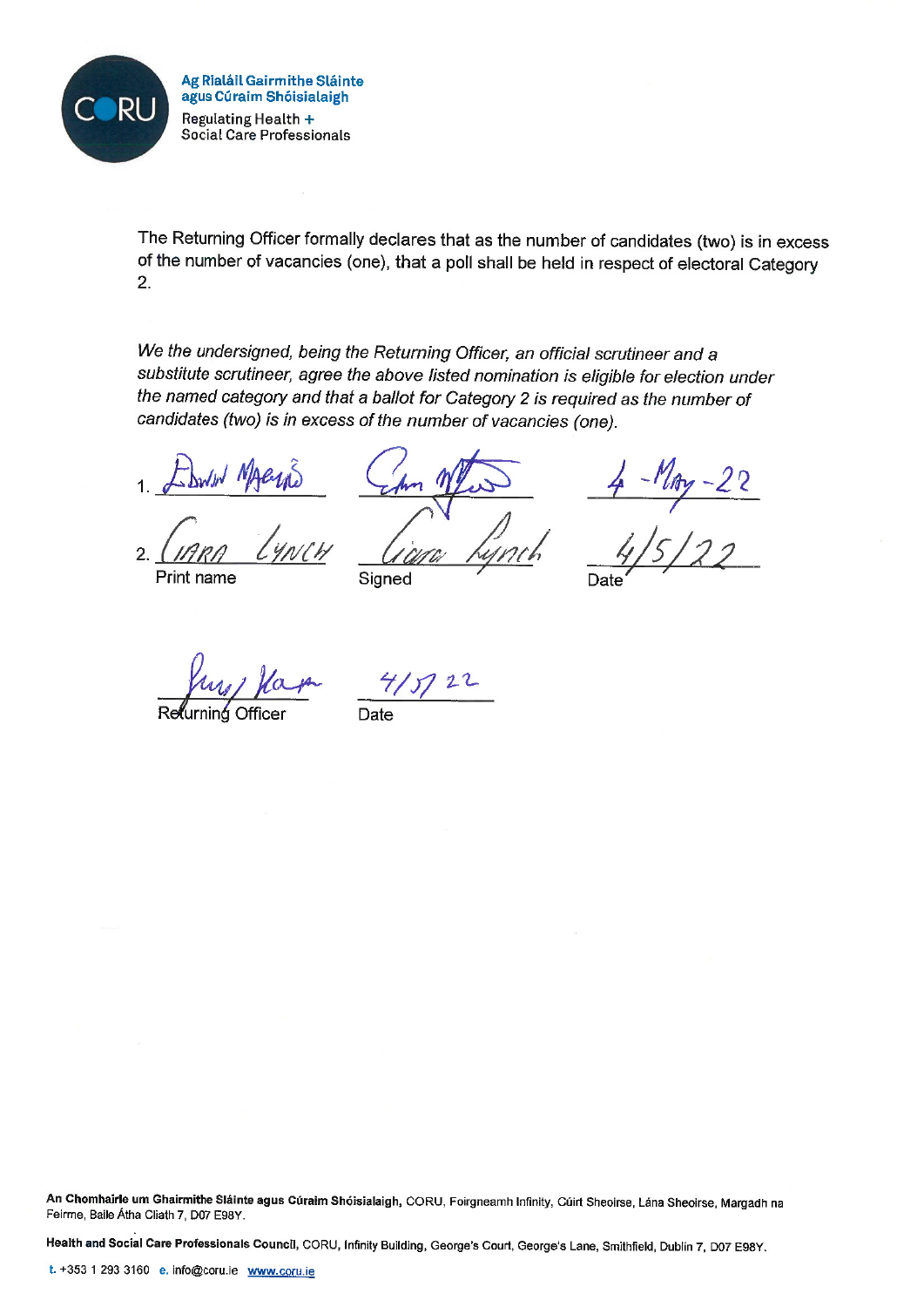The Returning Officer formally declares that as the number of candidates (two) is in excess of the number of vacancies (one), that a poll shall be held in respect of electoral Category 2.

*We the undersigned, being the Returning Officer, an official scrutineer and a substitute scrutineer, agree the above listed nomination is eligible for election under the named category and that a ballot for Category 2 is required as the number of candidates (two) is in excess of the number of vacancies (one).*

| Print name | Signed | Date |
|---|---|---|
| 1. Edwin Mageris | [signature] | 4-May-22 |
| 2. Ciara Lynch | Ciara Lynch | 4/5/22 |

| [signature] | 4/5/22 |
|---|---|
| Returning Officer | Date |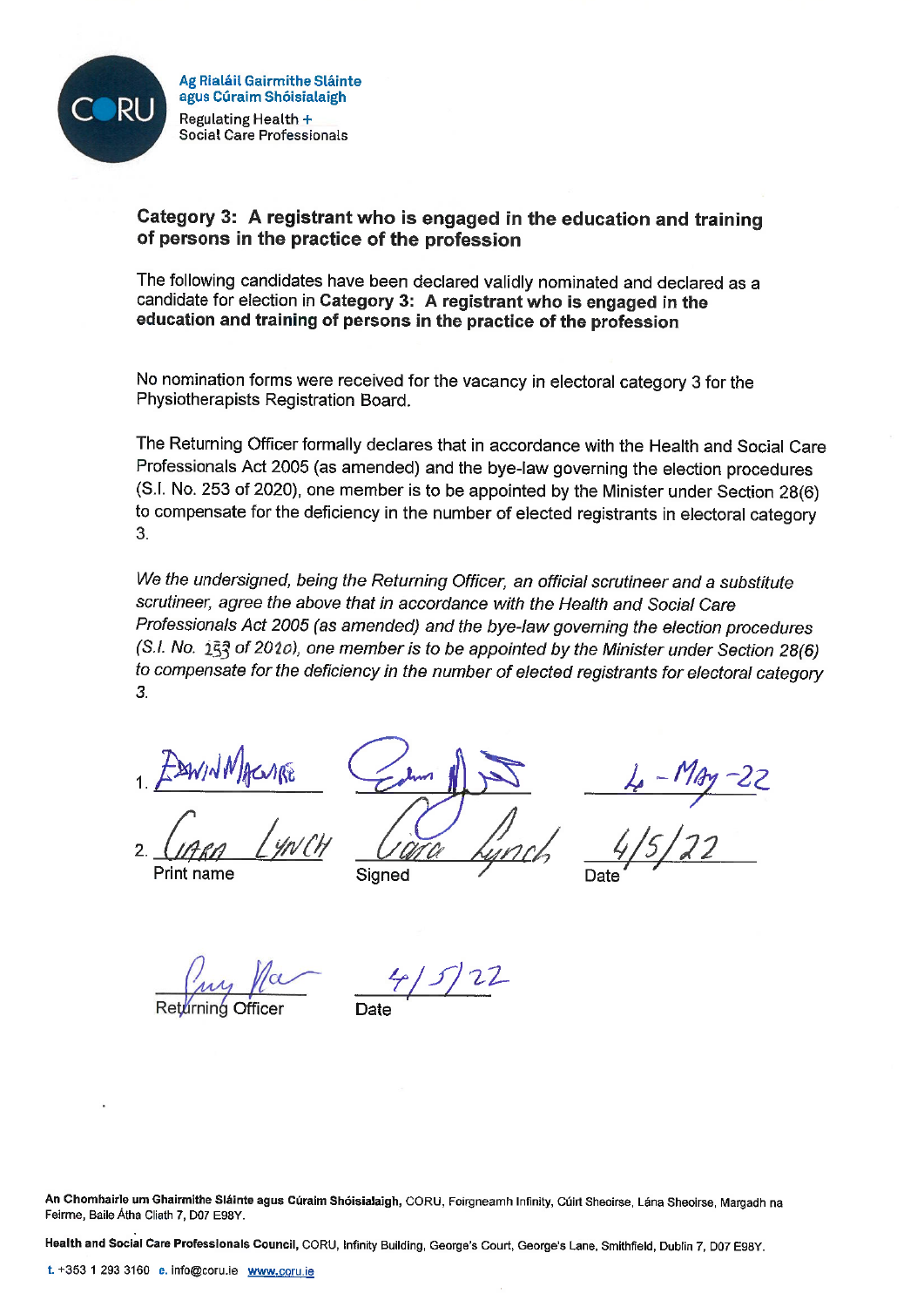CORU

Ag Rialáil Gairmithe Sláinte agus Cúraim Shóisialaigh

Regulating Health + Social Care Professionals

## Category 3: A registrant who is engaged in the education and training of persons in the practice of the profession

The following candidates have been declared validly nominated and declared as a candidate for election in **Category 3: A registrant who is engaged in the education and training of persons in the practice of the profession**

No nomination forms were received for the vacancy in electoral category 3 for the Physiotherapists Registration Board.

The Returning Officer formally declares that in accordance with the Health and Social Care Professionals Act 2005 (as amended) and the bye-law governing the election procedures (S.I. No. 253 of 2020), one member is to be appointed by the Minister under Section 28(6) to compensate for the deficiency in the number of elected registrants in electoral category 3.

*We the undersigned, being the Returning Officer, an official scrutineer and a substitute scrutineer, agree the above that in accordance with the Health and Social Care Professionals Act 2005 (as amended) and the bye-law governing the election procedures (S.I. No. 253 of 2020), one member is to be appointed by the Minister under Section 28(6) to compensate for the deficiency in the number of elected registrants for electoral category 3.*

| Print name | Signed | Date |
|---|---|---|
| 1. EDWIN MAGUIRE | [signature] | 4-May-22 |
| 2. CIARA LYNCH | [signature] | 4/5/22 |

[signature] Returning Officer

4/5/22 Date

**An Chomhairle um Ghairmithe Sláinte agus Cúraim Shóisialaigh,** CORU, Foirgneamh Infinity, Cúirt Sheoirse, Lána Sheoirse, Margadh na Feirme, Baile Átha Cliath 7, D07 E98Y.

**Health and Social Care Professionals Council,** CORU, Infinity Building, George's Court, George's Lane, Smithfield, Dublin 7, D07 E98Y.

t. +353 1 293 3160 e. info@coru.ie www.coru.ie